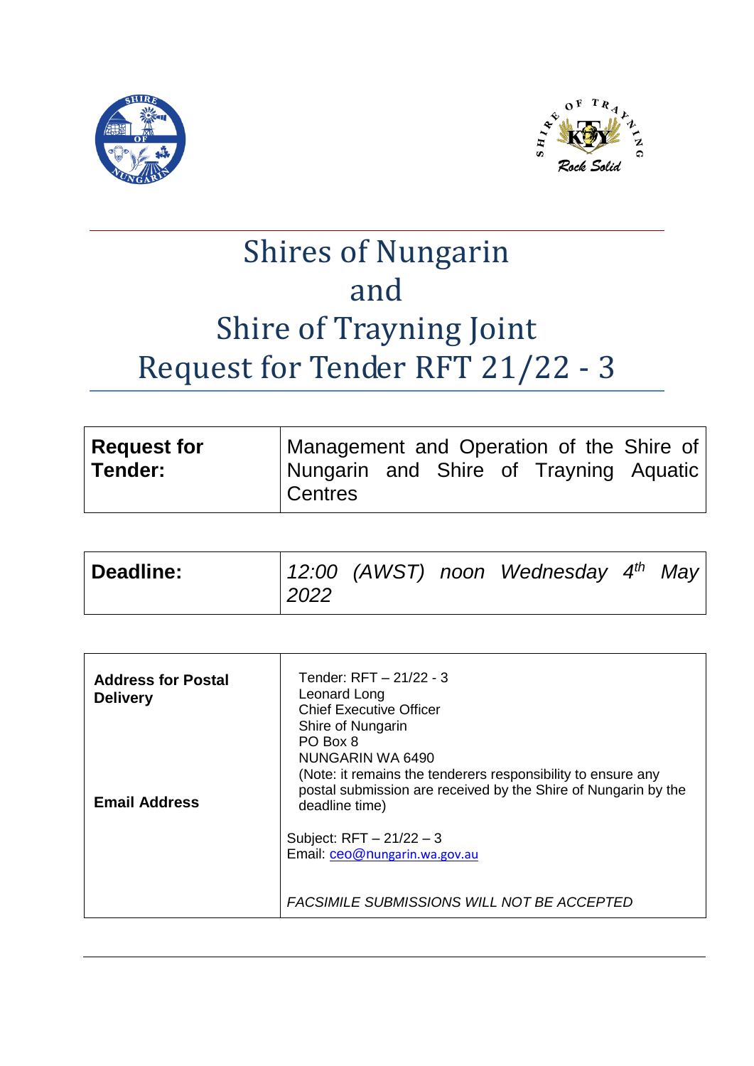# Shires of Nungarin and Shire of Trayning Joint Request for Tender RFT 21/22 - 3

| **Request for Tender:** | Management and Operation of the Shire of Nungarin and Shire of Trayning Aquatic Centres |
|---|---|

| **Deadline:** | *12:00 (AWST) noon Wednesday 4th May 2022* |
|---|---|

| | |
|---|---|
| **Address for Postal Delivery** | Tender: RFT – 21/22 - 3<br>Leonard Long<br>Chief Executive Officer<br>Shire of Nungarin<br>PO Box 8<br>NUNGARIN WA 6490<br>(Note: it remains the tenderers responsibility to ensure any postal submission are received by the Shire of Nungarin by the deadline time) |
| **Email Address** | Subject: RFT – 21/22 – 3<br>Email: ceo@nungarin.wa.gov.au<br><br>*FACSIMILE SUBMISSIONS WILL NOT BE ACCEPTED* |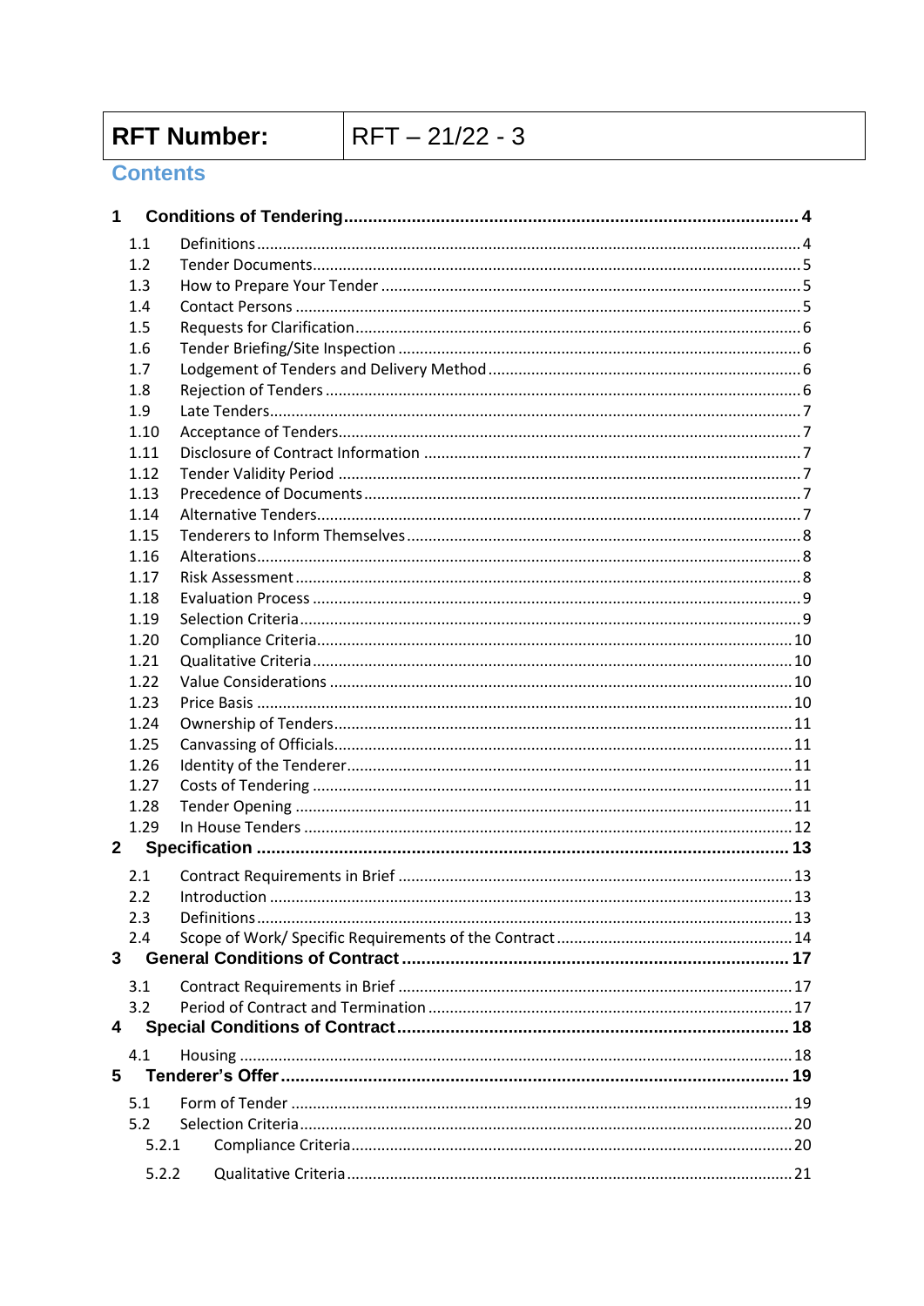| RFT Number: | RFT – 21/22 - 3 |
| --- | --- |

## Contents

**1 Conditions of Tendering ..... 4**

- 1.1 Definitions ..... 4
- 1.2 Tender Documents ..... 5
- 1.3 How to Prepare Your Tender ..... 5
- 1.4 Contact Persons ..... 5
- 1.5 Requests for Clarification ..... 6
- 1.6 Tender Briefing/Site Inspection ..... 6
- 1.7 Lodgement of Tenders and Delivery Method ..... 6
- 1.8 Rejection of Tenders ..... 6
- 1.9 Late Tenders ..... 7
- 1.10 Acceptance of Tenders ..... 7
- 1.11 Disclosure of Contract Information ..... 7
- 1.12 Tender Validity Period ..... 7
- 1.13 Precedence of Documents ..... 7
- 1.14 Alternative Tenders ..... 7
- 1.15 Tenderers to Inform Themselves ..... 8
- 1.16 Alterations ..... 8
- 1.17 Risk Assessment ..... 8
- 1.18 Evaluation Process ..... 9
- 1.19 Selection Criteria ..... 9
- 1.20 Compliance Criteria ..... 10
- 1.21 Qualitative Criteria ..... 10
- 1.22 Value Considerations ..... 10
- 1.23 Price Basis ..... 10
- 1.24 Ownership of Tenders ..... 11
- 1.25 Canvassing of Officials ..... 11
- 1.26 Identity of the Tenderer ..... 11
- 1.27 Costs of Tendering ..... 11
- 1.28 Tender Opening ..... 11
- 1.29 In House Tenders ..... 12

**2 Specification ..... 13**

- 2.1 Contract Requirements in Brief ..... 13
- 2.2 Introduction ..... 13
- 2.3 Definitions ..... 13
- 2.4 Scope of Work/ Specific Requirements of the Contract ..... 14

**3 General Conditions of Contract ..... 17**

- 3.1 Contract Requirements in Brief ..... 17
- 3.2 Period of Contract and Termination ..... 17

**4 Special Conditions of Contract ..... 18**

- 4.1 Housing ..... 18

**5 Tenderer's Offer ..... 19**

- 5.1 Form of Tender ..... 19
- 5.2 Selection Criteria ..... 20
  - 5.2.1 Compliance Criteria ..... 20
  - 5.2.2 Qualitative Criteria ..... 21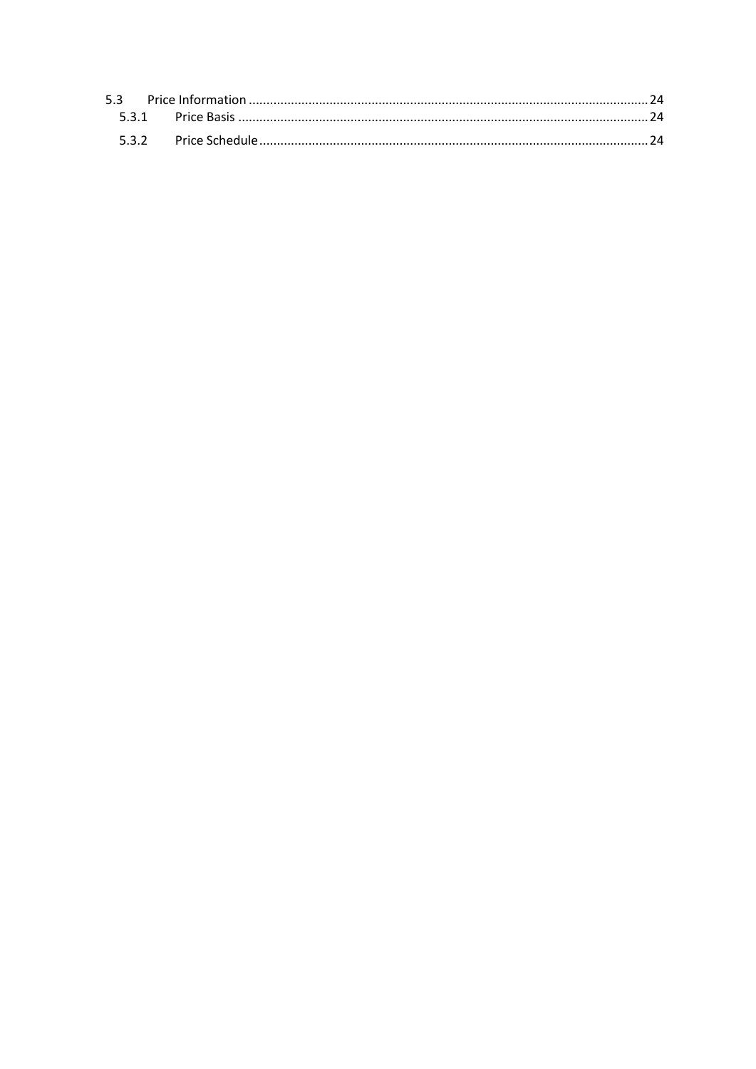5.3 Price Information ........................................................................................................................ 24

5.3.1 Price Basis .................................................................................................................... 24

5.3.2 Price Schedule ............................................................................................................... 24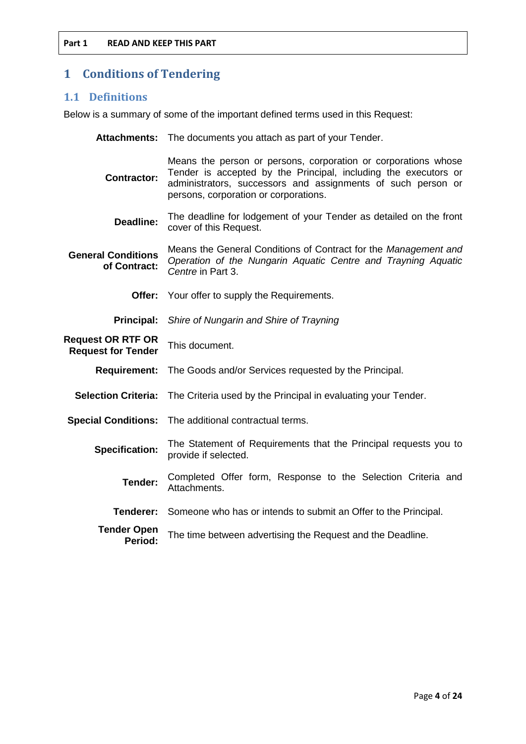**Part 1 READ AND KEEP THIS PART**

# 1 Conditions of Tendering

## 1.1 Definitions

Below is a summary of some of the important defined terms used in this Request:

| Term | Definition |
|---|---|
| **Attachments:** | The documents you attach as part of your Tender. |
| **Contractor:** | Means the person or persons, corporation or corporations whose Tender is accepted by the Principal, including the executors or administrators, successors and assignments of such person or persons, corporation or corporations. |
| **Deadline:** | The deadline for lodgement of your Tender as detailed on the front cover of this Request. |
| **General Conditions of Contract:** | Means the General Conditions of Contract for the *Management and Operation of the Nungarin Aquatic Centre and Trayning Aquatic Centre* in Part 3. |
| **Offer:** | Your offer to supply the Requirements. |
| **Principal:** | *Shire of Nungarin and Shire of Trayning* |
| **Request OR RTF OR Request for Tender** | This document. |
| **Requirement:** | The Goods and/or Services requested by the Principal. |
| **Selection Criteria:** | The Criteria used by the Principal in evaluating your Tender. |
| **Special Conditions:** | The additional contractual terms. |
| **Specification:** | The Statement of Requirements that the Principal requests you to provide if selected. |
| **Tender:** | Completed Offer form, Response to the Selection Criteria and Attachments. |
| **Tenderer:** | Someone who has or intends to submit an Offer to the Principal. |
| **Tender Open Period:** | The time between advertising the Request and the Deadline. |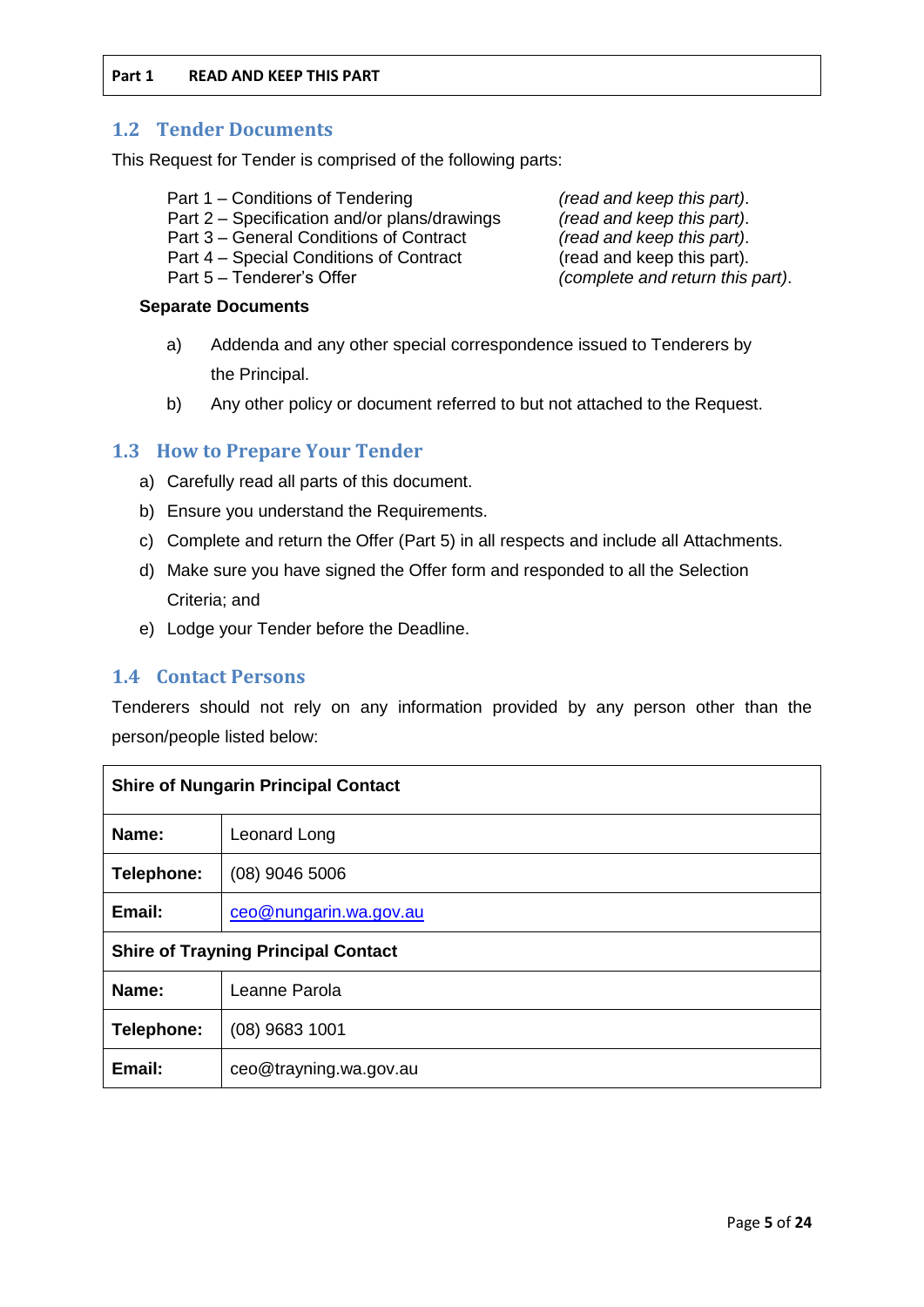## 1.2 Tender Documents

This Request for Tender is comprised of the following parts:

| | |
|---|---|
| Part 1 – Conditions of Tendering | *(read and keep this part)*. |
| Part 2 – Specification and/or plans/drawings | *(read and keep this part)*. |
| Part 3 – General Conditions of Contract | *(read and keep this part)*. |
| Part 4 – Special Conditions of Contract | (read and keep this part). |
| Part 5 – Tenderer's Offer | *(complete and return this part)*. |

**Separate Documents**

a) Addenda and any other special correspondence issued to Tenderers by the Principal.

b) Any other policy or document referred to but not attached to the Request.

## 1.3 How to Prepare Your Tender

a) Carefully read all parts of this document.

b) Ensure you understand the Requirements.

c) Complete and return the Offer (Part 5) in all respects and include all Attachments.

d) Make sure you have signed the Offer form and responded to all the Selection Criteria; and

e) Lodge your Tender before the Deadline.

## 1.4 Contact Persons

Tenderers should not rely on any information provided by any person other than the person/people listed below:

| **Shire of Nungarin Principal Contact** | |
|---|---|
| **Name:** | Leonard Long |
| **Telephone:** | (08) 9046 5006 |
| **Email:** | ceo@nungarin.wa.gov.au |
| **Shire of Trayning Principal Contact** | |
| **Name:** | Leanne Parola |
| **Telephone:** | (08) 9683 1001 |
| **Email:** | ceo@trayning.wa.gov.au |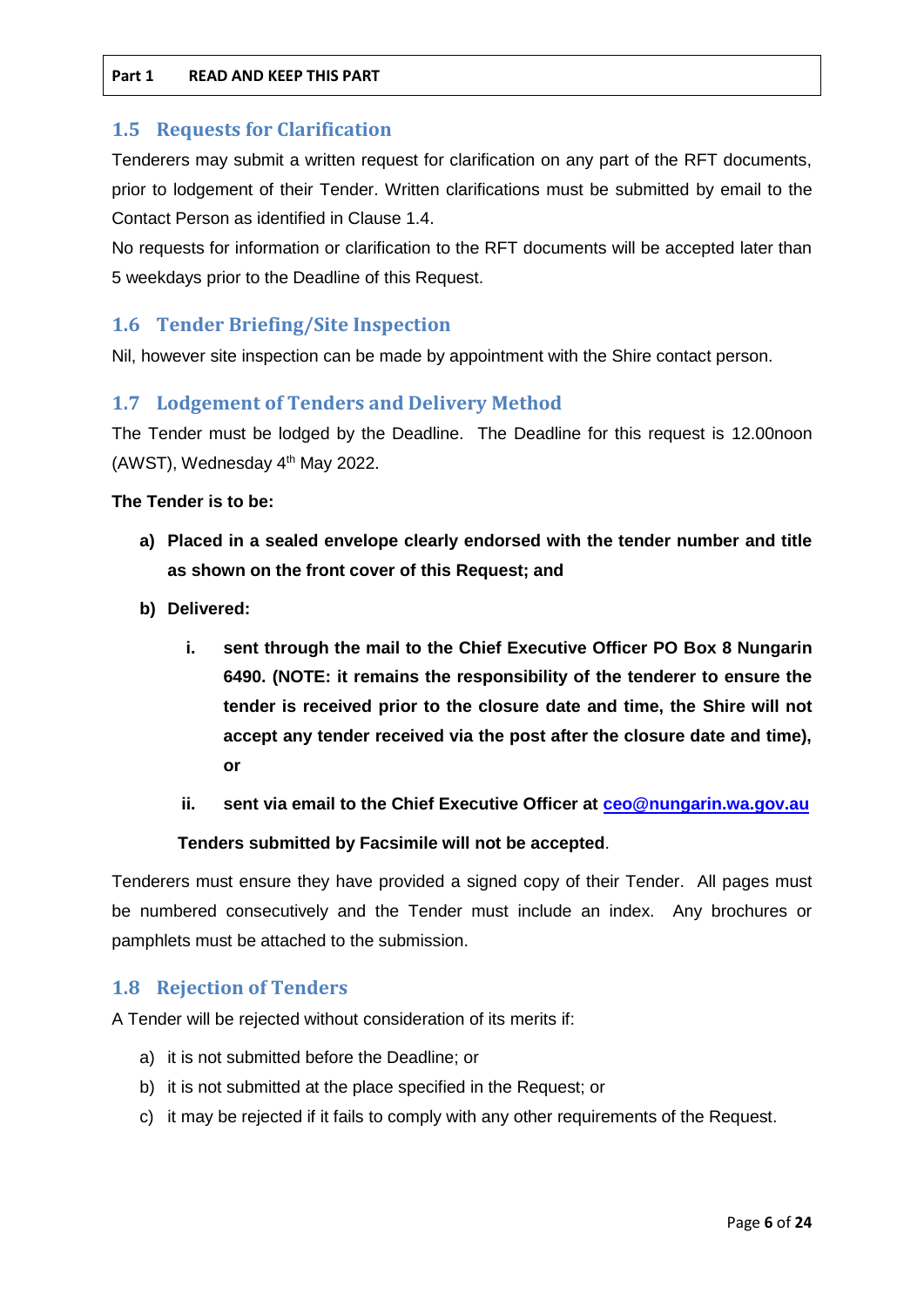## 1.5 Requests for Clarification

Tenderers may submit a written request for clarification on any part of the RFT documents, prior to lodgement of their Tender. Written clarifications must be submitted by email to the Contact Person as identified in Clause 1.4.

No requests for information or clarification to the RFT documents will be accepted later than 5 weekdays prior to the Deadline of this Request.

## 1.6 Tender Briefing/Site Inspection

Nil, however site inspection can be made by appointment with the Shire contact person.

## 1.7 Lodgement of Tenders and Delivery Method

The Tender must be lodged by the Deadline. The Deadline for this request is 12.00noon (AWST), Wednesday 4th May 2022.

**The Tender is to be:**

a) **Placed in a sealed envelope clearly endorsed with the tender number and title as shown on the front cover of this Request; and**

b) **Delivered:**

   i. **sent through the mail to the Chief Executive Officer PO Box 8 Nungarin 6490. (NOTE: it remains the responsibility of the tenderer to ensure the tender is received prior to the closure date and time, the Shire will not accept any tender received via the post after the closure date and time), or**

   ii. **sent via email to the Chief Executive Officer at ceo@nungarin.wa.gov.au**

   **Tenders submitted by Facsimile will not be accepted**.

Tenderers must ensure they have provided a signed copy of their Tender. All pages must be numbered consecutively and the Tender must include an index. Any brochures or pamphlets must be attached to the submission.

## 1.8 Rejection of Tenders

A Tender will be rejected without consideration of its merits if:

a) it is not submitted before the Deadline; or
b) it is not submitted at the place specified in the Request; or
c) it may be rejected if it fails to comply with any other requirements of the Request.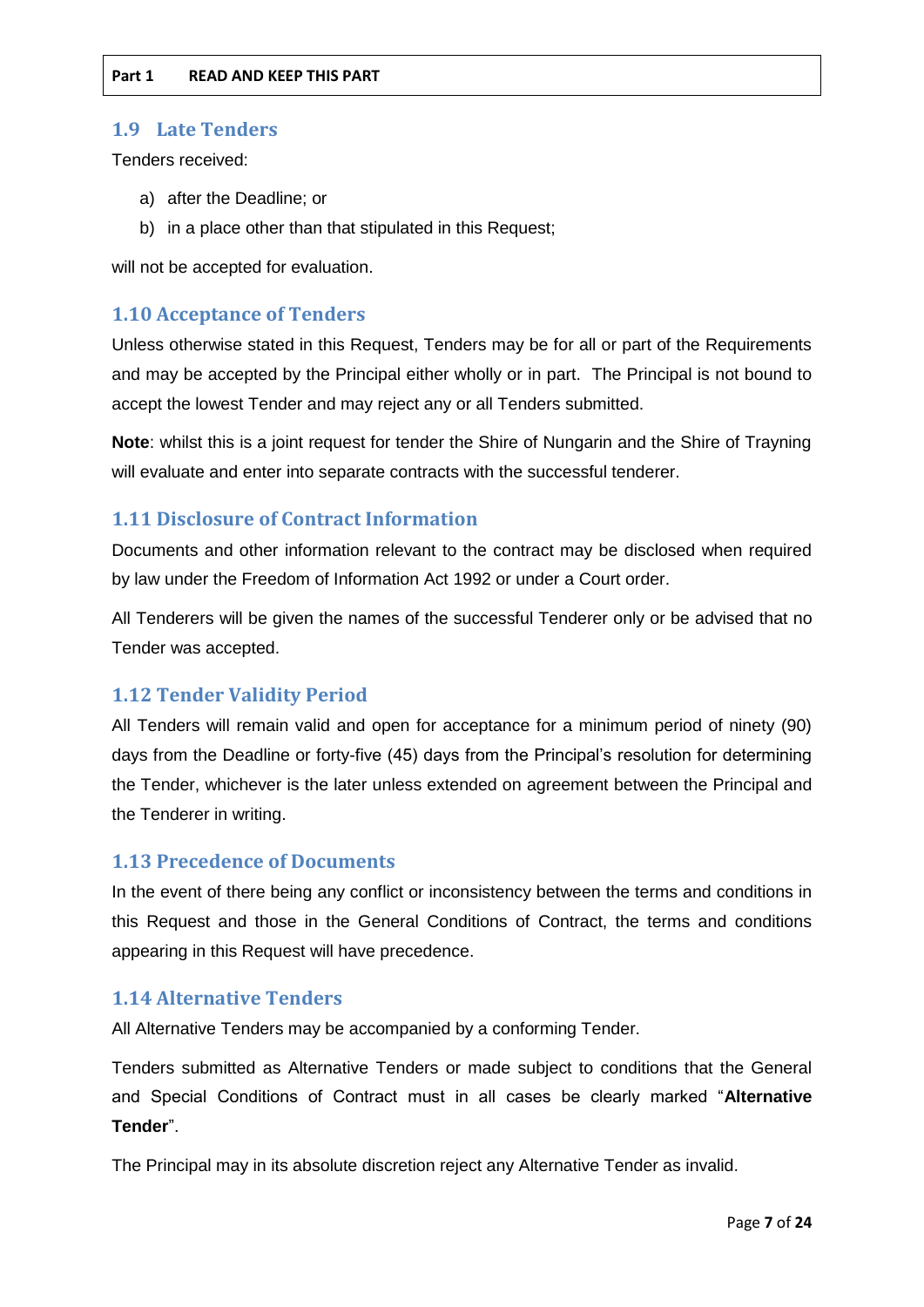## 1.9 Late Tenders

Tenders received:

a) after the Deadline; or
b) in a place other than that stipulated in this Request;

will not be accepted for evaluation.

## 1.10 Acceptance of Tenders

Unless otherwise stated in this Request, Tenders may be for all or part of the Requirements and may be accepted by the Principal either wholly or in part. The Principal is not bound to accept the lowest Tender and may reject any or all Tenders submitted.

**Note**: whilst this is a joint request for tender the Shire of Nungarin and the Shire of Trayning will evaluate and enter into separate contracts with the successful tenderer.

## 1.11 Disclosure of Contract Information

Documents and other information relevant to the contract may be disclosed when required by law under the Freedom of Information Act 1992 or under a Court order.

All Tenderers will be given the names of the successful Tenderer only or be advised that no Tender was accepted.

## 1.12 Tender Validity Period

All Tenders will remain valid and open for acceptance for a minimum period of ninety (90) days from the Deadline or forty-five (45) days from the Principal's resolution for determining the Tender, whichever is the later unless extended on agreement between the Principal and the Tenderer in writing.

## 1.13 Precedence of Documents

In the event of there being any conflict or inconsistency between the terms and conditions in this Request and those in the General Conditions of Contract, the terms and conditions appearing in this Request will have precedence.

## 1.14 Alternative Tenders

All Alternative Tenders may be accompanied by a conforming Tender.

Tenders submitted as Alternative Tenders or made subject to conditions that the General and Special Conditions of Contract must in all cases be clearly marked "**Alternative Tender**".

The Principal may in its absolute discretion reject any Alternative Tender as invalid.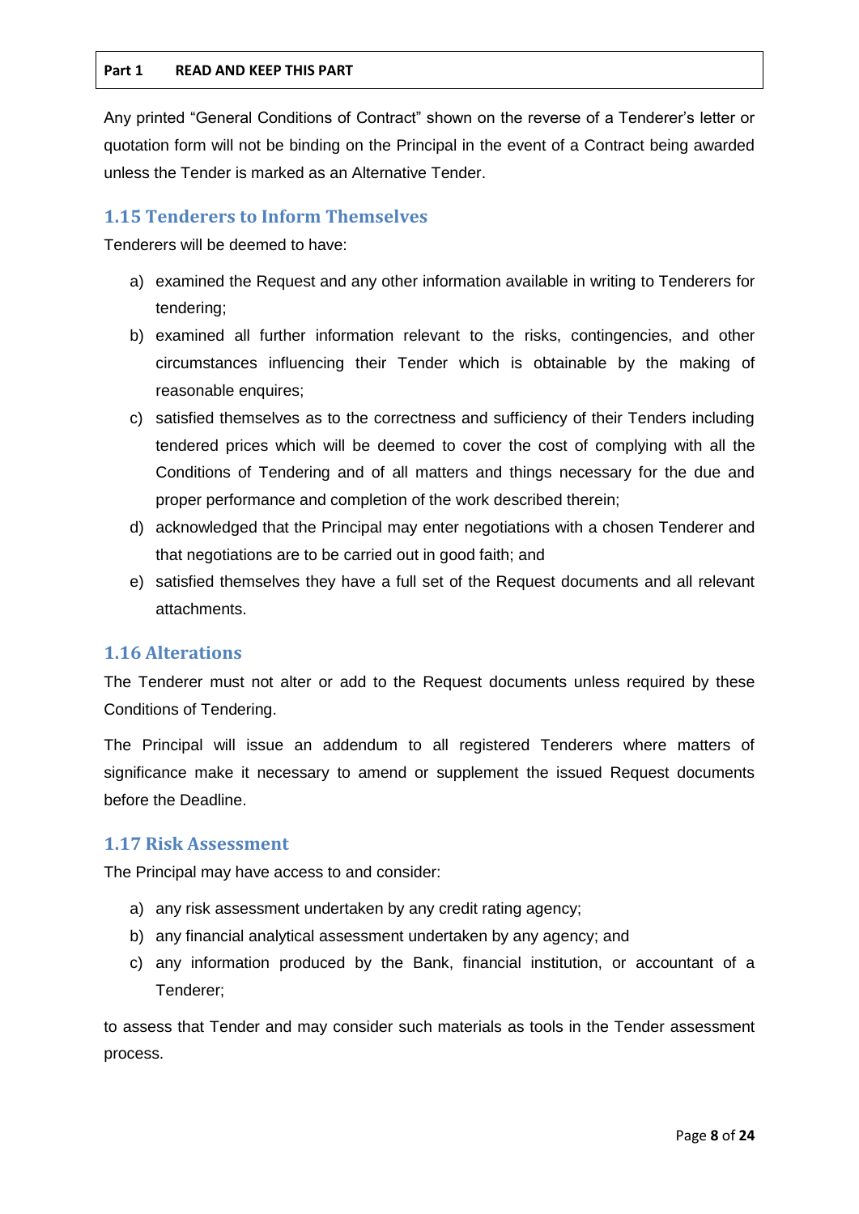Any printed "General Conditions of Contract" shown on the reverse of a Tenderer's letter or quotation form will not be binding on the Principal in the event of a Contract being awarded unless the Tender is marked as an Alternative Tender.

## 1.15 Tenderers to Inform Themselves

Tenderers will be deemed to have:

a) examined the Request and any other information available in writing to Tenderers for tendering;
b) examined all further information relevant to the risks, contingencies, and other circumstances influencing their Tender which is obtainable by the making of reasonable enquires;
c) satisfied themselves as to the correctness and sufficiency of their Tenders including tendered prices which will be deemed to cover the cost of complying with all the Conditions of Tendering and of all matters and things necessary for the due and proper performance and completion of the work described therein;
d) acknowledged that the Principal may enter negotiations with a chosen Tenderer and that negotiations are to be carried out in good faith; and
e) satisfied themselves they have a full set of the Request documents and all relevant attachments.

## 1.16 Alterations

The Tenderer must not alter or add to the Request documents unless required by these Conditions of Tendering.

The Principal will issue an addendum to all registered Tenderers where matters of significance make it necessary to amend or supplement the issued Request documents before the Deadline.

## 1.17 Risk Assessment

The Principal may have access to and consider:

a) any risk assessment undertaken by any credit rating agency;
b) any financial analytical assessment undertaken by any agency; and
c) any information produced by the Bank, financial institution, or accountant of a Tenderer;

to assess that Tender and may consider such materials as tools in the Tender assessment process.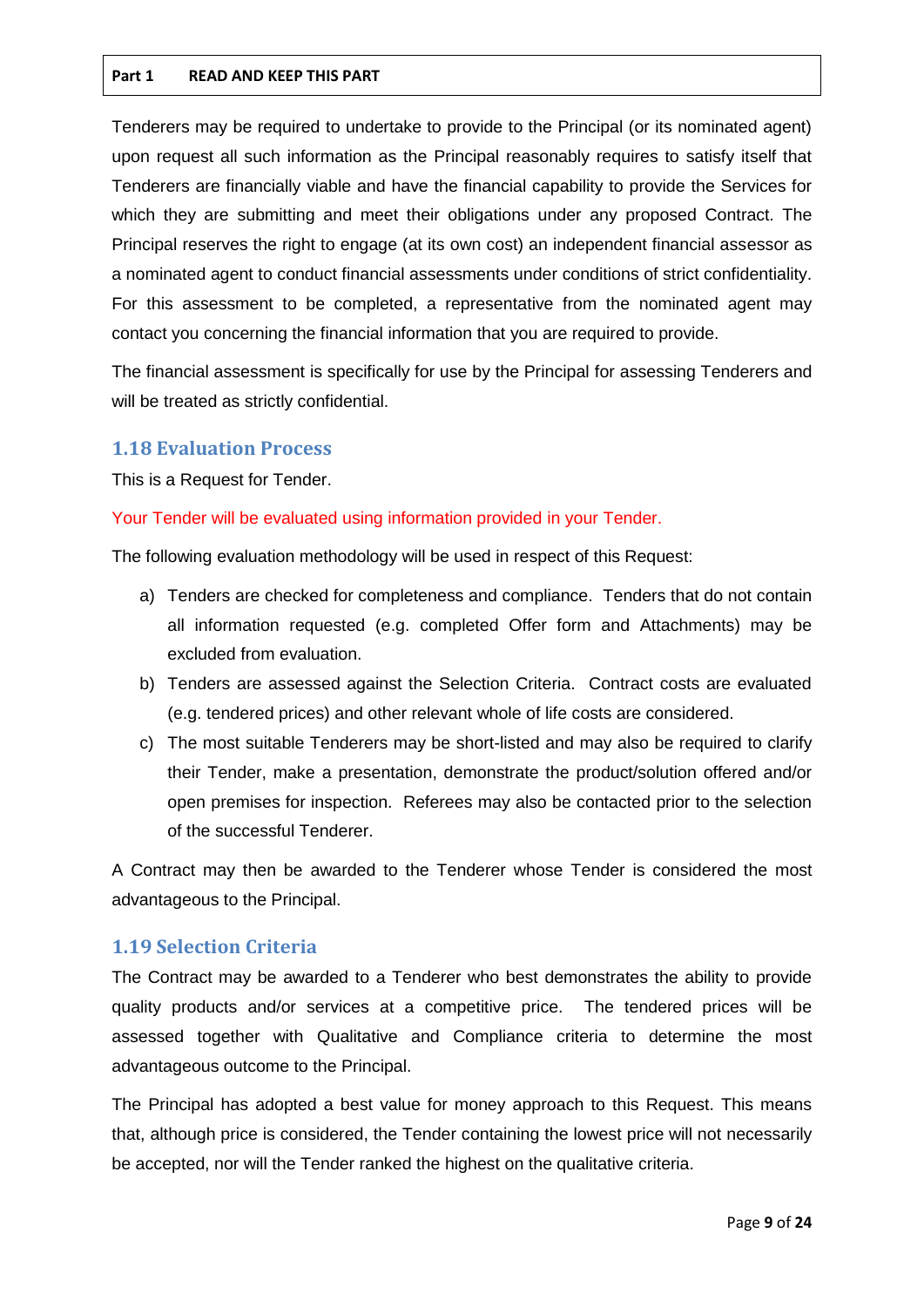Tenderers may be required to undertake to provide to the Principal (or its nominated agent) upon request all such information as the Principal reasonably requires to satisfy itself that Tenderers are financially viable and have the financial capability to provide the Services for which they are submitting and meet their obligations under any proposed Contract. The Principal reserves the right to engage (at its own cost) an independent financial assessor as a nominated agent to conduct financial assessments under conditions of strict confidentiality. For this assessment to be completed, a representative from the nominated agent may contact you concerning the financial information that you are required to provide.

The financial assessment is specifically for use by the Principal for assessing Tenderers and will be treated as strictly confidential.

## 1.18 Evaluation Process

This is a Request for Tender.

Your Tender will be evaluated using information provided in your Tender.

The following evaluation methodology will be used in respect of this Request:

a) Tenders are checked for completeness and compliance. Tenders that do not contain all information requested (e.g. completed Offer form and Attachments) may be excluded from evaluation.

b) Tenders are assessed against the Selection Criteria. Contract costs are evaluated (e.g. tendered prices) and other relevant whole of life costs are considered.

c) The most suitable Tenderers may be short-listed and may also be required to clarify their Tender, make a presentation, demonstrate the product/solution offered and/or open premises for inspection. Referees may also be contacted prior to the selection of the successful Tenderer.

A Contract may then be awarded to the Tenderer whose Tender is considered the most advantageous to the Principal.

## 1.19 Selection Criteria

The Contract may be awarded to a Tenderer who best demonstrates the ability to provide quality products and/or services at a competitive price. The tendered prices will be assessed together with Qualitative and Compliance criteria to determine the most advantageous outcome to the Principal.

The Principal has adopted a best value for money approach to this Request. This means that, although price is considered, the Tender containing the lowest price will not necessarily be accepted, nor will the Tender ranked the highest on the qualitative criteria.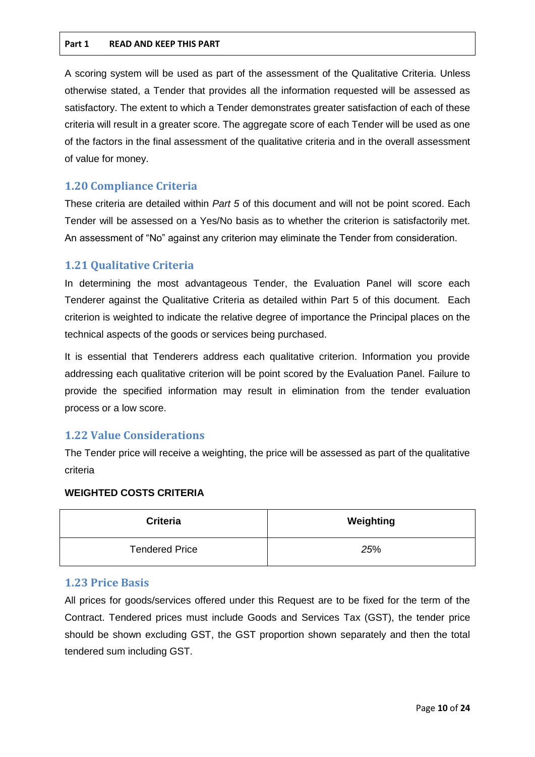A scoring system will be used as part of the assessment of the Qualitative Criteria. Unless otherwise stated, a Tender that provides all the information requested will be assessed as satisfactory. The extent to which a Tender demonstrates greater satisfaction of each of these criteria will result in a greater score. The aggregate score of each Tender will be used as one of the factors in the final assessment of the qualitative criteria and in the overall assessment of value for money.

## 1.20 Compliance Criteria

These criteria are detailed within *Part 5* of this document and will not be point scored. Each Tender will be assessed on a Yes/No basis as to whether the criterion is satisfactorily met. An assessment of "No" against any criterion may eliminate the Tender from consideration.

## 1.21 Qualitative Criteria

In determining the most advantageous Tender, the Evaluation Panel will score each Tenderer against the Qualitative Criteria as detailed within Part 5 of this document. Each criterion is weighted to indicate the relative degree of importance the Principal places on the technical aspects of the goods or services being purchased.

It is essential that Tenderers address each qualitative criterion. Information you provide addressing each qualitative criterion will be point scored by the Evaluation Panel. Failure to provide the specified information may result in elimination from the tender evaluation process or a low score.

## 1.22 Value Considerations

The Tender price will receive a weighting, the price will be assessed as part of the qualitative criteria

**WEIGHTED COSTS CRITERIA**

| Criteria | Weighting |
| --- | --- |
| Tendered Price | *25%* |

## 1.23 Price Basis

All prices for goods/services offered under this Request are to be fixed for the term of the Contract. Tendered prices must include Goods and Services Tax (GST), the tender price should be shown excluding GST, the GST proportion shown separately and then the total tendered sum including GST.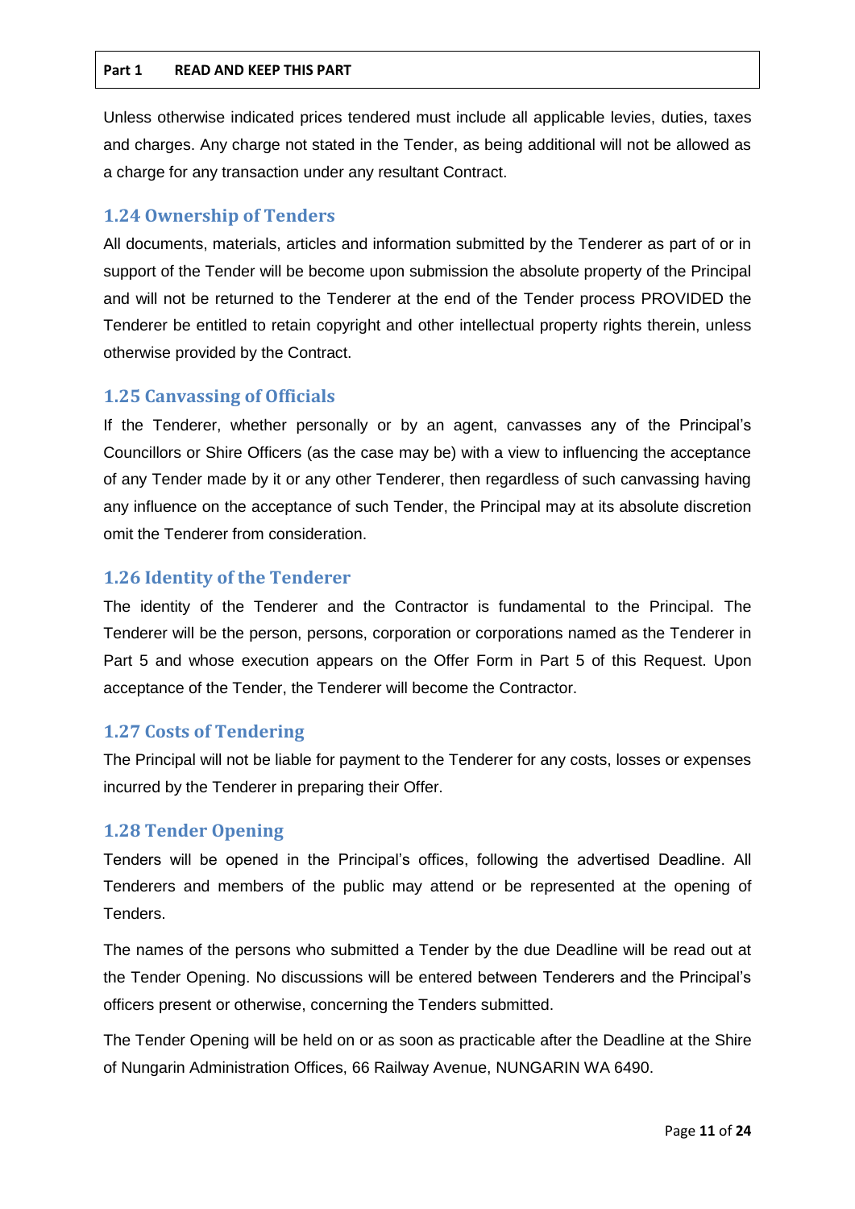Unless otherwise indicated prices tendered must include all applicable levies, duties, taxes and charges. Any charge not stated in the Tender, as being additional will not be allowed as a charge for any transaction under any resultant Contract.

## 1.24 Ownership of Tenders

All documents, materials, articles and information submitted by the Tenderer as part of or in support of the Tender will be become upon submission the absolute property of the Principal and will not be returned to the Tenderer at the end of the Tender process PROVIDED the Tenderer be entitled to retain copyright and other intellectual property rights therein, unless otherwise provided by the Contract.

## 1.25 Canvassing of Officials

If the Tenderer, whether personally or by an agent, canvasses any of the Principal's Councillors or Shire Officers (as the case may be) with a view to influencing the acceptance of any Tender made by it or any other Tenderer, then regardless of such canvassing having any influence on the acceptance of such Tender, the Principal may at its absolute discretion omit the Tenderer from consideration.

## 1.26 Identity of the Tenderer

The identity of the Tenderer and the Contractor is fundamental to the Principal. The Tenderer will be the person, persons, corporation or corporations named as the Tenderer in Part 5 and whose execution appears on the Offer Form in Part 5 of this Request. Upon acceptance of the Tender, the Tenderer will become the Contractor.

## 1.27 Costs of Tendering

The Principal will not be liable for payment to the Tenderer for any costs, losses or expenses incurred by the Tenderer in preparing their Offer.

## 1.28 Tender Opening

Tenders will be opened in the Principal's offices, following the advertised Deadline. All Tenderers and members of the public may attend or be represented at the opening of Tenders.

The names of the persons who submitted a Tender by the due Deadline will be read out at the Tender Opening. No discussions will be entered between Tenderers and the Principal's officers present or otherwise, concerning the Tenders submitted.

The Tender Opening will be held on or as soon as practicable after the Deadline at the Shire of Nungarin Administration Offices, 66 Railway Avenue, NUNGARIN WA 6490.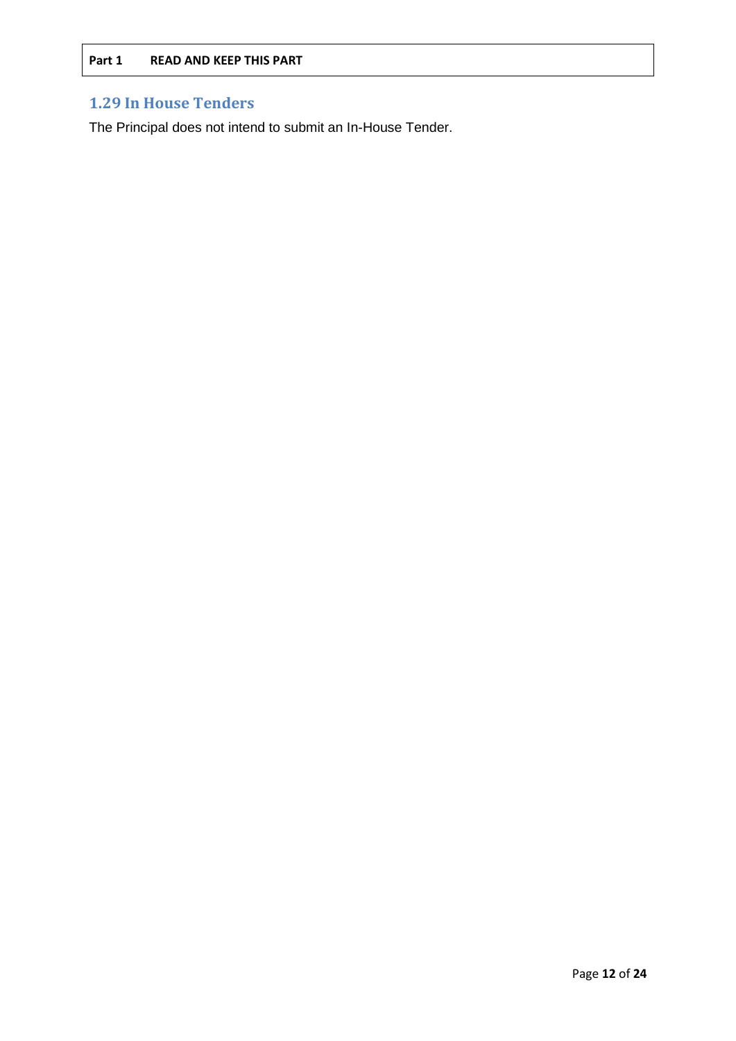## 1.29 In House Tenders

The Principal does not intend to submit an In-House Tender.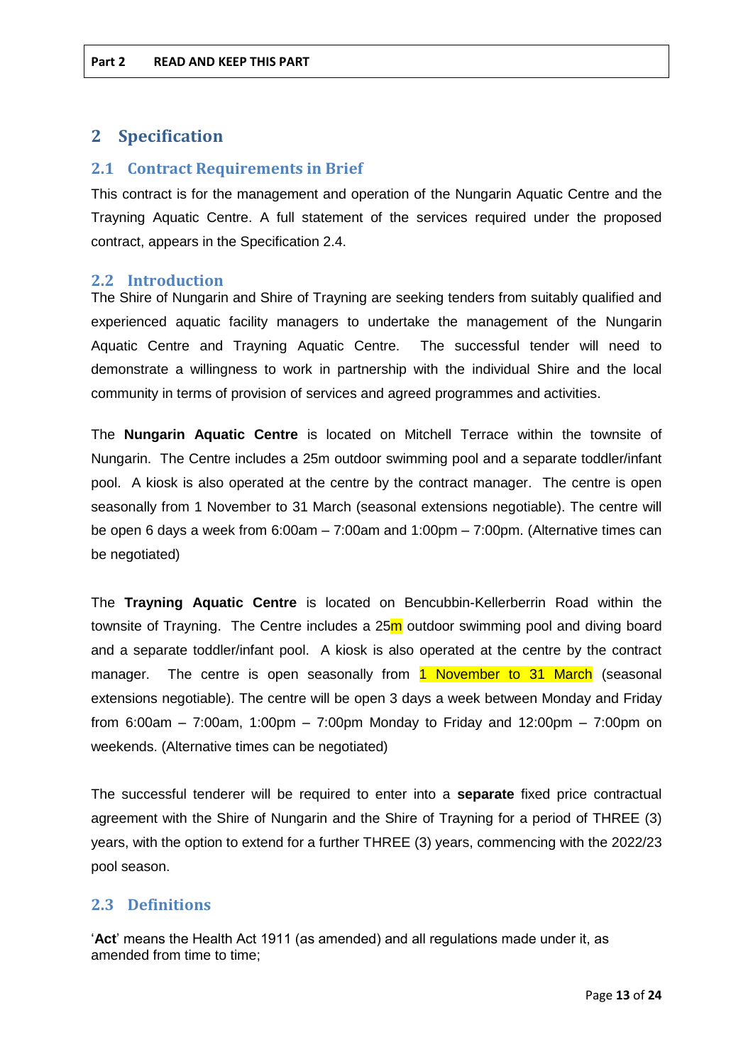Part 2 READ AND KEEP THIS PART

# 2 Specification

## 2.1 Contract Requirements in Brief

This contract is for the management and operation of the Nungarin Aquatic Centre and the Trayning Aquatic Centre. A full statement of the services required under the proposed contract, appears in the Specification 2.4.

## 2.2 Introduction

The Shire of Nungarin and Shire of Trayning are seeking tenders from suitably qualified and experienced aquatic facility managers to undertake the management of the Nungarin Aquatic Centre and Trayning Aquatic Centre. The successful tender will need to demonstrate a willingness to work in partnership with the individual Shire and the local community in terms of provision of services and agreed programmes and activities.

The **Nungarin Aquatic Centre** is located on Mitchell Terrace within the townsite of Nungarin. The Centre includes a 25m outdoor swimming pool and a separate toddler/infant pool. A kiosk is also operated at the centre by the contract manager. The centre is open seasonally from 1 November to 31 March (seasonal extensions negotiable). The centre will be open 6 days a week from 6:00am – 7:00am and 1:00pm – 7:00pm. (Alternative times can be negotiated)

The **Trayning Aquatic Centre** is located on Bencubbin-Kellerberrin Road within the townsite of Trayning. The Centre includes a 25m outdoor swimming pool and diving board and a separate toddler/infant pool. A kiosk is also operated at the centre by the contract manager. The centre is open seasonally from 1 November to 31 March (seasonal extensions negotiable). The centre will be open 3 days a week between Monday and Friday from 6:00am – 7:00am, 1:00pm – 7:00pm Monday to Friday and 12:00pm – 7:00pm on weekends. (Alternative times can be negotiated)

The successful tenderer will be required to enter into a **separate** fixed price contractual agreement with the Shire of Nungarin and the Shire of Trayning for a period of THREE (3) years, with the option to extend for a further THREE (3) years, commencing with the 2022/23 pool season.

## 2.3 Definitions

'**Act**' means the Health Act 1911 (as amended) and all regulations made under it, as amended from time to time;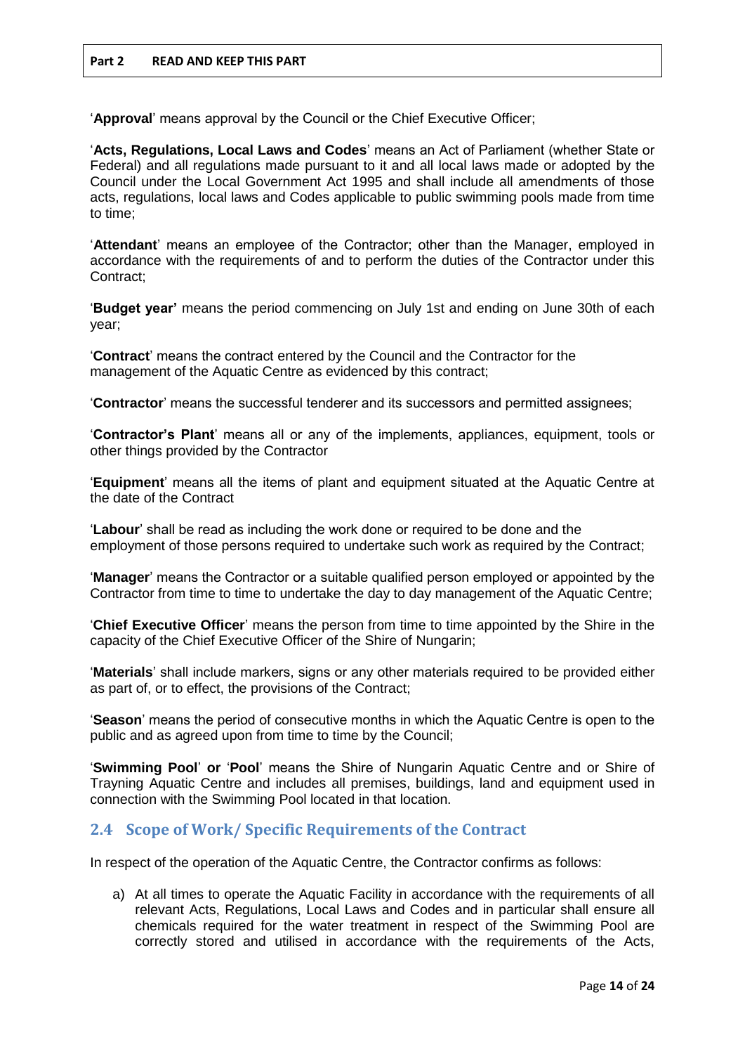'**Approval**' means approval by the Council or the Chief Executive Officer;

'**Acts, Regulations, Local Laws and Codes**' means an Act of Parliament (whether State or Federal) and all regulations made pursuant to it and all local laws made or adopted by the Council under the Local Government Act 1995 and shall include all amendments of those acts, regulations, local laws and Codes applicable to public swimming pools made from time to time;

'**Attendant**' means an employee of the Contractor; other than the Manager, employed in accordance with the requirements of and to perform the duties of the Contractor under this Contract;

'**Budget year'** means the period commencing on July 1st and ending on June 30th of each year;

'**Contract**' means the contract entered by the Council and the Contractor for the management of the Aquatic Centre as evidenced by this contract;

'**Contractor**' means the successful tenderer and its successors and permitted assignees;

'**Contractor's Plant**' means all or any of the implements, appliances, equipment, tools or other things provided by the Contractor

'**Equipment**' means all the items of plant and equipment situated at the Aquatic Centre at the date of the Contract

'**Labour**' shall be read as including the work done or required to be done and the employment of those persons required to undertake such work as required by the Contract;

'**Manager**' means the Contractor or a suitable qualified person employed or appointed by the Contractor from time to time to undertake the day to day management of the Aquatic Centre;

'**Chief Executive Officer**' means the person from time to time appointed by the Shire in the capacity of the Chief Executive Officer of the Shire of Nungarin;

'**Materials**' shall include markers, signs or any other materials required to be provided either as part of, or to effect, the provisions of the Contract;

'**Season**' means the period of consecutive months in which the Aquatic Centre is open to the public and as agreed upon from time to time by the Council;

'**Swimming Pool**' **or** '**Pool**' means the Shire of Nungarin Aquatic Centre and or Shire of Trayning Aquatic Centre and includes all premises, buildings, land and equipment used in connection with the Swimming Pool located in that location.

## 2.4 Scope of Work/ Specific Requirements of the Contract

In respect of the operation of the Aquatic Centre, the Contractor confirms as follows:

a) At all times to operate the Aquatic Facility in accordance with the requirements of all relevant Acts, Regulations, Local Laws and Codes and in particular shall ensure all chemicals required for the water treatment in respect of the Swimming Pool are correctly stored and utilised in accordance with the requirements of the Acts,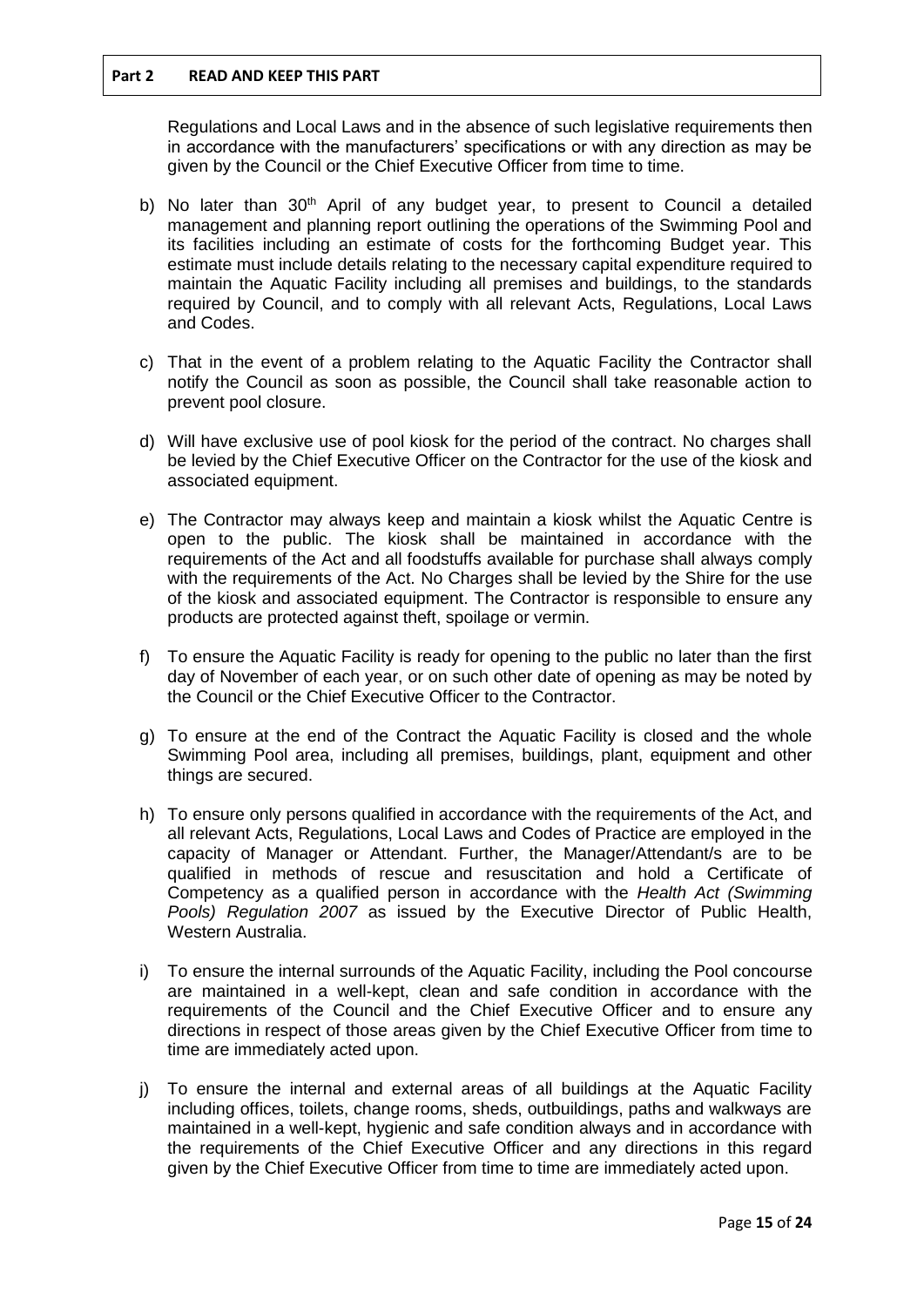Regulations and Local Laws and in the absence of such legislative requirements then in accordance with the manufacturers' specifications or with any direction as may be given by the Council or the Chief Executive Officer from time to time.

b) No later than 30th April of any budget year, to present to Council a detailed management and planning report outlining the operations of the Swimming Pool and its facilities including an estimate of costs for the forthcoming Budget year. This estimate must include details relating to the necessary capital expenditure required to maintain the Aquatic Facility including all premises and buildings, to the standards required by Council, and to comply with all relevant Acts, Regulations, Local Laws and Codes.

c) That in the event of a problem relating to the Aquatic Facility the Contractor shall notify the Council as soon as possible, the Council shall take reasonable action to prevent pool closure.

d) Will have exclusive use of pool kiosk for the period of the contract. No charges shall be levied by the Chief Executive Officer on the Contractor for the use of the kiosk and associated equipment.

e) The Contractor may always keep and maintain a kiosk whilst the Aquatic Centre is open to the public. The kiosk shall be maintained in accordance with the requirements of the Act and all foodstuffs available for purchase shall always comply with the requirements of the Act. No Charges shall be levied by the Shire for the use of the kiosk and associated equipment. The Contractor is responsible to ensure any products are protected against theft, spoilage or vermin.

f) To ensure the Aquatic Facility is ready for opening to the public no later than the first day of November of each year, or on such other date of opening as may be noted by the Council or the Chief Executive Officer to the Contractor.

g) To ensure at the end of the Contract the Aquatic Facility is closed and the whole Swimming Pool area, including all premises, buildings, plant, equipment and other things are secured.

h) To ensure only persons qualified in accordance with the requirements of the Act, and all relevant Acts, Regulations, Local Laws and Codes of Practice are employed in the capacity of Manager or Attendant. Further, the Manager/Attendant/s are to be qualified in methods of rescue and resuscitation and hold a Certificate of Competency as a qualified person in accordance with the *Health Act (Swimming Pools) Regulation 2007* as issued by the Executive Director of Public Health, Western Australia.

i) To ensure the internal surrounds of the Aquatic Facility, including the Pool concourse are maintained in a well-kept, clean and safe condition in accordance with the requirements of the Council and the Chief Executive Officer and to ensure any directions in respect of those areas given by the Chief Executive Officer from time to time are immediately acted upon.

j) To ensure the internal and external areas of all buildings at the Aquatic Facility including offices, toilets, change rooms, sheds, outbuildings, paths and walkways are maintained in a well-kept, hygienic and safe condition always and in accordance with the requirements of the Chief Executive Officer and any directions in this regard given by the Chief Executive Officer from time to time are immediately acted upon.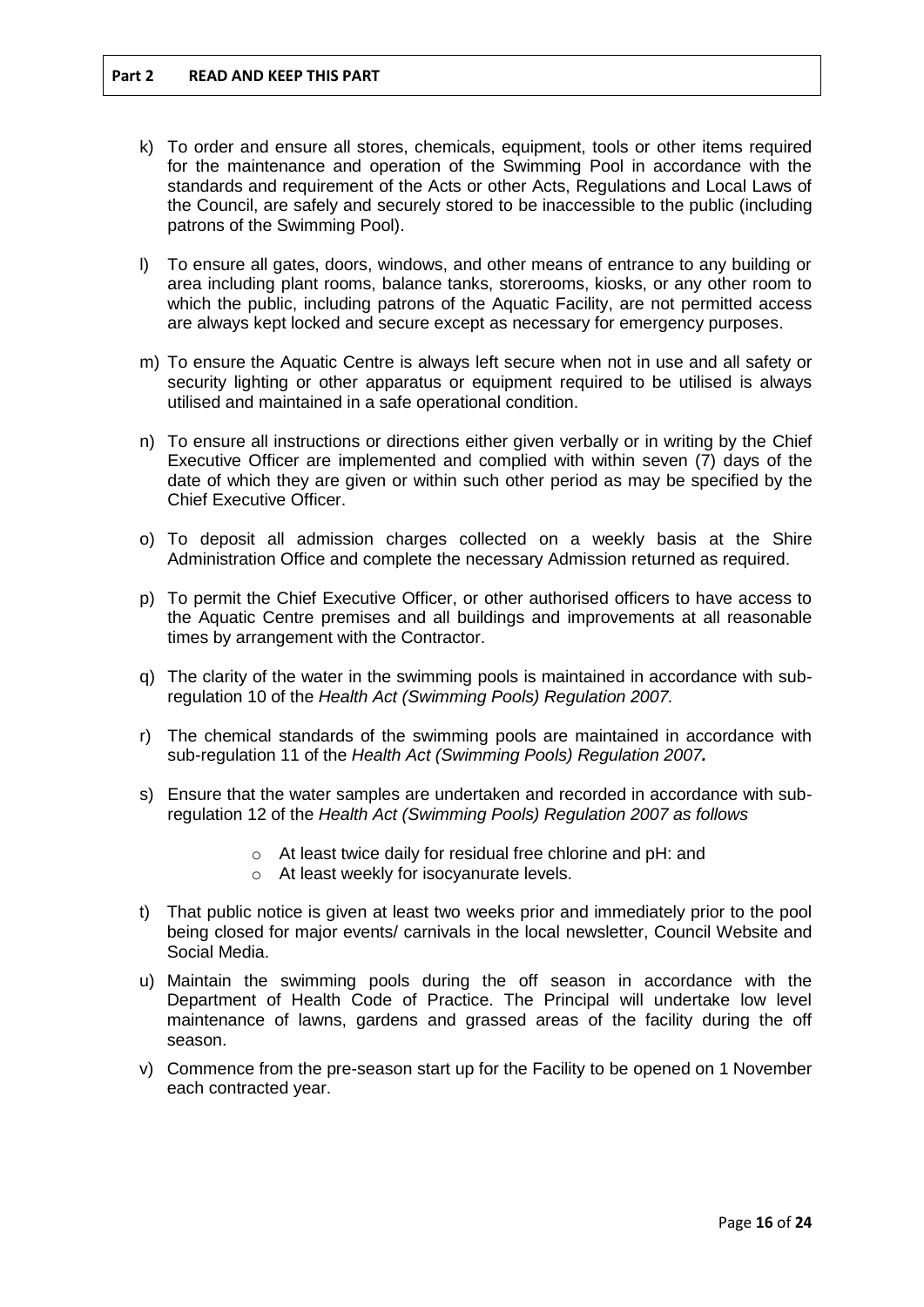**Part 2 READ AND KEEP THIS PART**

k) To order and ensure all stores, chemicals, equipment, tools or other items required for the maintenance and operation of the Swimming Pool in accordance with the standards and requirement of the Acts or other Acts, Regulations and Local Laws of the Council, are safely and securely stored to be inaccessible to the public (including patrons of the Swimming Pool).

l) To ensure all gates, doors, windows, and other means of entrance to any building or area including plant rooms, balance tanks, storerooms, kiosks, or any other room to which the public, including patrons of the Aquatic Facility, are not permitted access are always kept locked and secure except as necessary for emergency purposes.

m) To ensure the Aquatic Centre is always left secure when not in use and all safety or security lighting or other apparatus or equipment required to be utilised is always utilised and maintained in a safe operational condition.

n) To ensure all instructions or directions either given verbally or in writing by the Chief Executive Officer are implemented and complied with within seven (7) days of the date of which they are given or within such other period as may be specified by the Chief Executive Officer.

o) To deposit all admission charges collected on a weekly basis at the Shire Administration Office and complete the necessary Admission returned as required.

p) To permit the Chief Executive Officer, or other authorised officers to have access to the Aquatic Centre premises and all buildings and improvements at all reasonable times by arrangement with the Contractor.

q) The clarity of the water in the swimming pools is maintained in accordance with sub-regulation 10 of the *Health Act (Swimming Pools) Regulation 2007.*

r) The chemical standards of the swimming pools are maintained in accordance with sub-regulation 11 of the *Health Act (Swimming Pools) Regulation 2007.*

s) Ensure that the water samples are undertaken and recorded in accordance with sub-regulation 12 of the *Health Act (Swimming Pools) Regulation 2007 as follows*
   - At least twice daily for residual free chlorine and pH: and
   - At least weekly for isocyanurate levels.

t) That public notice is given at least two weeks prior and immediately prior to the pool being closed for major events/ carnivals in the local newsletter, Council Website and Social Media.

u) Maintain the swimming pools during the off season in accordance with the Department of Health Code of Practice. The Principal will undertake low level maintenance of lawns, gardens and grassed areas of the facility during the off season.

v) Commence from the pre-season start up for the Facility to be opened on 1 November each contracted year.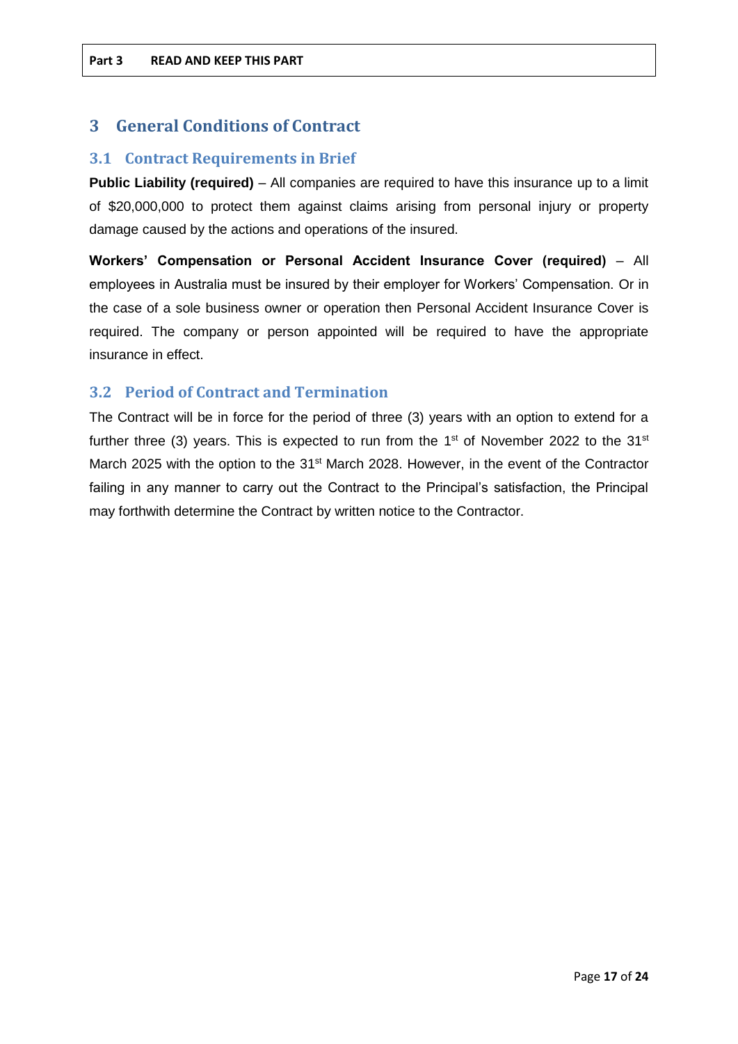# 3 General Conditions of Contract

## 3.1 Contract Requirements in Brief

**Public Liability (required)** – All companies are required to have this insurance up to a limit of $20,000,000 to protect them against claims arising from personal injury or property damage caused by the actions and operations of the insured.

**Workers' Compensation or Personal Accident Insurance Cover (required)** – All employees in Australia must be insured by their employer for Workers' Compensation. Or in the case of a sole business owner or operation then Personal Accident Insurance Cover is required. The company or person appointed will be required to have the appropriate insurance in effect.

## 3.2 Period of Contract and Termination

The Contract will be in force for the period of three (3) years with an option to extend for a further three (3) years. This is expected to run from the 1st of November 2022 to the 31st March 2025 with the option to the 31st March 2028. However, in the event of the Contractor failing in any manner to carry out the Contract to the Principal's satisfaction, the Principal may forthwith determine the Contract by written notice to the Contractor.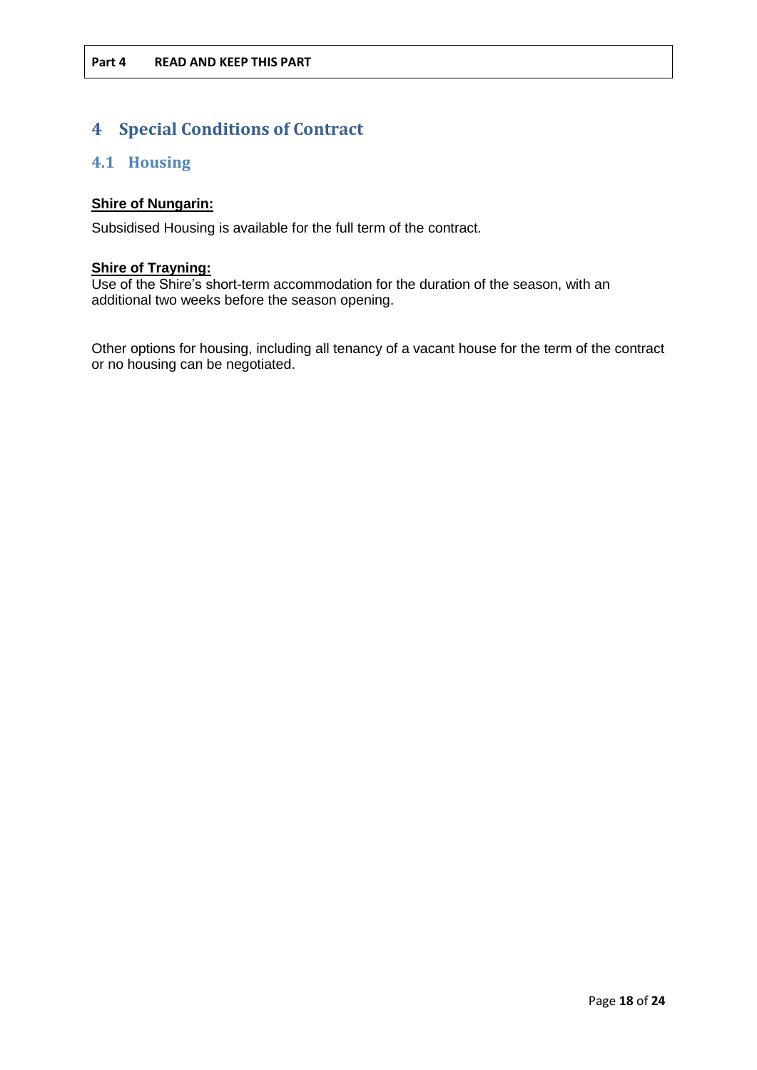**Part 4 READ AND KEEP THIS PART**

# 4 Special Conditions of Contract

## 4.1 Housing

**Shire of Nungarin:**

Subsidised Housing is available for the full term of the contract.

**Shire of Trayning:**

Use of the Shire's short-term accommodation for the duration of the season, with an additional two weeks before the season opening.

Other options for housing, including all tenancy of a vacant house for the term of the contract or no housing can be negotiated.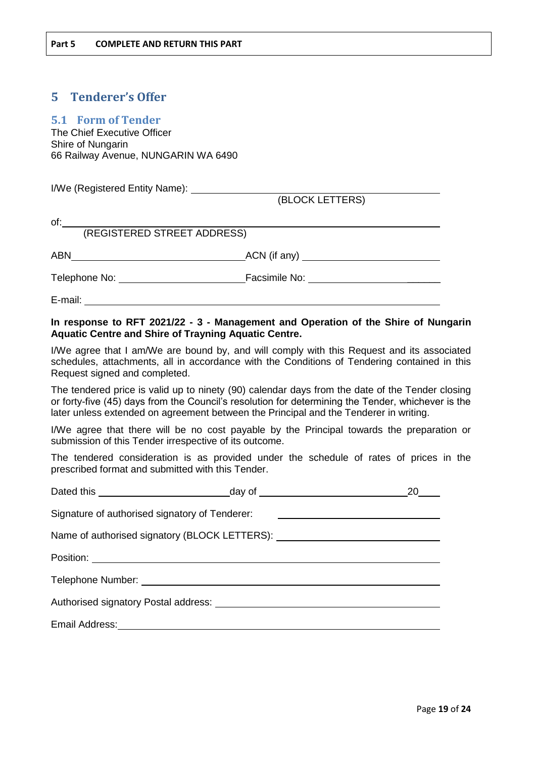**Part 5 COMPLETE AND RETURN THIS PART**

# 5 Tenderer's Offer

## 5.1 Form of Tender

The Chief Executive Officer
Shire of Nungarin
66 Railway Avenue, NUNGARIN WA 6490

I/We (Registered Entity Name): ______________________________
(BLOCK LETTERS)

of: ______________________________
(REGISTERED STREET ADDRESS)

ABN ______________________________ ACN (if any) ______________________________

Telephone No: ______________________________ Facsimile No: ______________________________

E-mail: ______________________________

**In response to RFT 2021/22 - 3 - Management and Operation of the Shire of Nungarin Aquatic Centre and Shire of Trayning Aquatic Centre.**

I/We agree that I am/We are bound by, and will comply with this Request and its associated schedules, attachments, all in accordance with the Conditions of Tendering contained in this Request signed and completed.

The tendered price is valid up to ninety (90) calendar days from the date of the Tender closing or forty-five (45) days from the Council's resolution for determining the Tender, whichever is the later unless extended on agreement between the Principal and the Tenderer in writing.

I/We agree that there will be no cost payable by the Principal towards the preparation or submission of this Tender irrespective of its outcome.

The tendered consideration is as provided under the schedule of rates of prices in the prescribed format and submitted with this Tender.

Dated this ______________________________ day of ______________________________ 20____

Signature of authorised signatory of Tenderer: ______________________________

Name of authorised signatory (BLOCK LETTERS): ______________________________

Position: ______________________________

Telephone Number: ______________________________

Authorised signatory Postal address: ______________________________

Email Address: ______________________________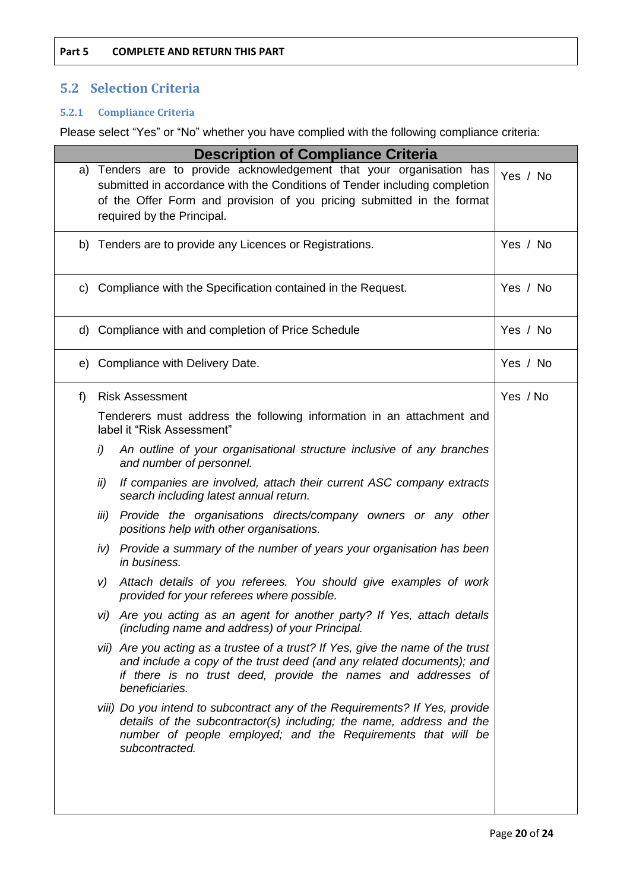**Part 5 COMPLETE AND RETURN THIS PART**

## 5.2 Selection Criteria

### 5.2.1 Compliance Criteria

Please select "Yes" or "No" whether you have complied with the following compliance criteria:

| Description of Compliance Criteria | |
|---|---|
| a) Tenders are to provide acknowledgement that your organisation has submitted in accordance with the Conditions of Tender including completion of the Offer Form and provision of you pricing submitted in the format required by the Principal. | Yes / No |
| b) Tenders are to provide any Licences or Registrations. | Yes / No |
| c) Compliance with the Specification contained in the Request. | Yes / No |
| d) Compliance with and completion of Price Schedule | Yes / No |
| e) Compliance with Delivery Date. | Yes / No |
| f) Risk Assessment<br><br>Tenderers must address the following information in an attachment and label it "Risk Assessment"<br><br>*i) An outline of your organisational structure inclusive of any branches and number of personnel.*<br><br>*ii) If companies are involved, attach their current ASC company extracts search including latest annual return.*<br><br>*iii) Provide the organisations directs/company owners or any other positions help with other organisations.*<br><br>*iv) Provide a summary of the number of years your organisation has been in business.*<br><br>*v) Attach details of you referees. You should give examples of work provided for your referees where possible.*<br><br>*vi) Are you acting as an agent for another party? If Yes, attach details (including name and address) of your Principal.*<br><br>*vii) Are you acting as a trustee of a trust? If Yes, give the name of the trust and include a copy of the trust deed (and any related documents); and if there is no trust deed, provide the names and addresses of beneficiaries.*<br><br>*viii) Do you intend to subcontract any of the Requirements? If Yes, provide details of the subcontractor(s) including; the name, address and the number of people employed; and the Requirements that will be subcontracted.* | Yes / No |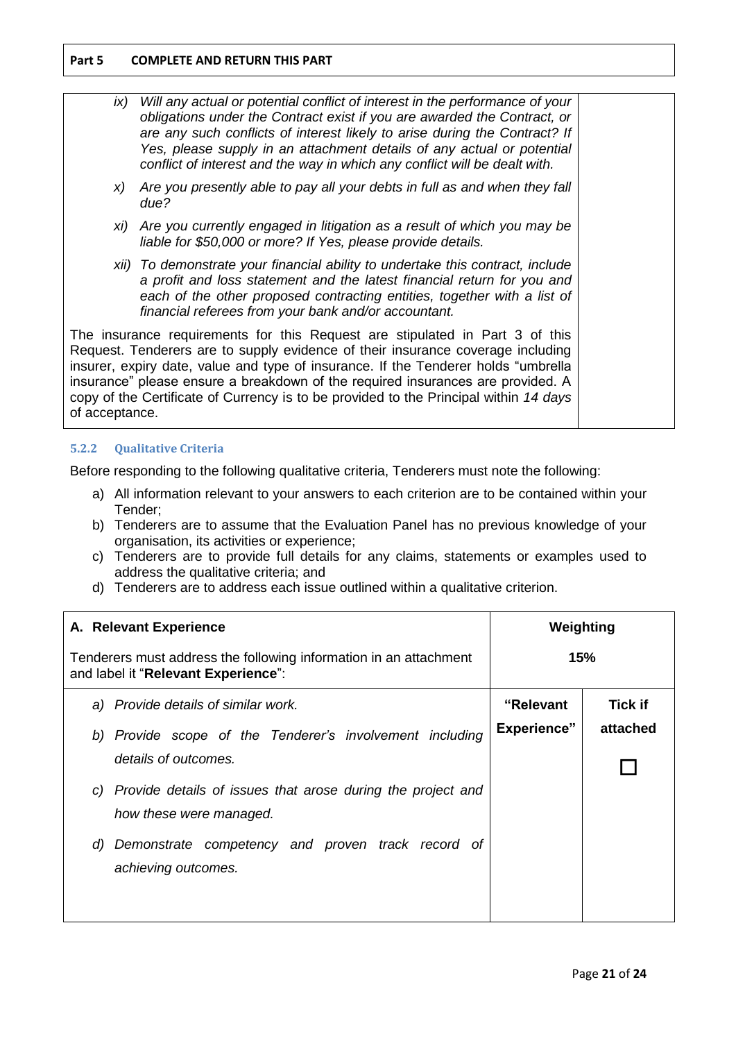**Part 5 COMPLETE AND RETURN THIS PART**

| | |
|---|---|
| *ix) Will any actual or potential conflict of interest in the performance of your obligations under the Contract exist if you are awarded the Contract, or are any such conflicts of interest likely to arise during the Contract? If Yes, please supply in an attachment details of any actual or potential conflict of interest and the way in which any conflict will be dealt with.* | |
| *x) Are you presently able to pay all your debts in full as and when they fall due?* | |
| *xi) Are you currently engaged in litigation as a result of which you may be liable for $50,000 or more? If Yes, please provide details.* | |
| *xii) To demonstrate your financial ability to undertake this contract, include a profit and loss statement and the latest financial return for you and each of the other proposed contracting entities, together with a list of financial referees from your bank and/or accountant.* | |
| The insurance requirements for this Request are stipulated in Part 3 of this Request. Tenderers are to supply evidence of their insurance coverage including insurer, expiry date, value and type of insurance. If the Tenderer holds "umbrella insurance" please ensure a breakdown of the required insurances are provided. A copy of the Certificate of Currency is to be provided to the Principal within *14 days* of acceptance. | |

### 5.2.2 Qualitative Criteria

Before responding to the following qualitative criteria, Tenderers must note the following:

a) All information relevant to your answers to each criterion are to be contained within your Tender;
b) Tenderers are to assume that the Evaluation Panel has no previous knowledge of your organisation, its activities or experience;
c) Tenderers are to provide full details for any claims, statements or examples used to address the qualitative criteria; and
d) Tenderers are to address each issue outlined within a qualitative criterion.

| **A. Relevant Experience**<br><br>Tenderers must address the following information in an attachment and label it "**Relevant Experience**": | **Weighting**<br><br>**15%** | |
|---|---|---|
| *a) Provide details of similar work.*<br>*b) Provide scope of the Tenderer's involvement including details of outcomes.*<br>*c) Provide details of issues that arose during the project and how these were managed.*<br>*d) Demonstrate competency and proven track record of achieving outcomes.* | **"Relevant Experience"** | **Tick if attached**<br><br>☐ |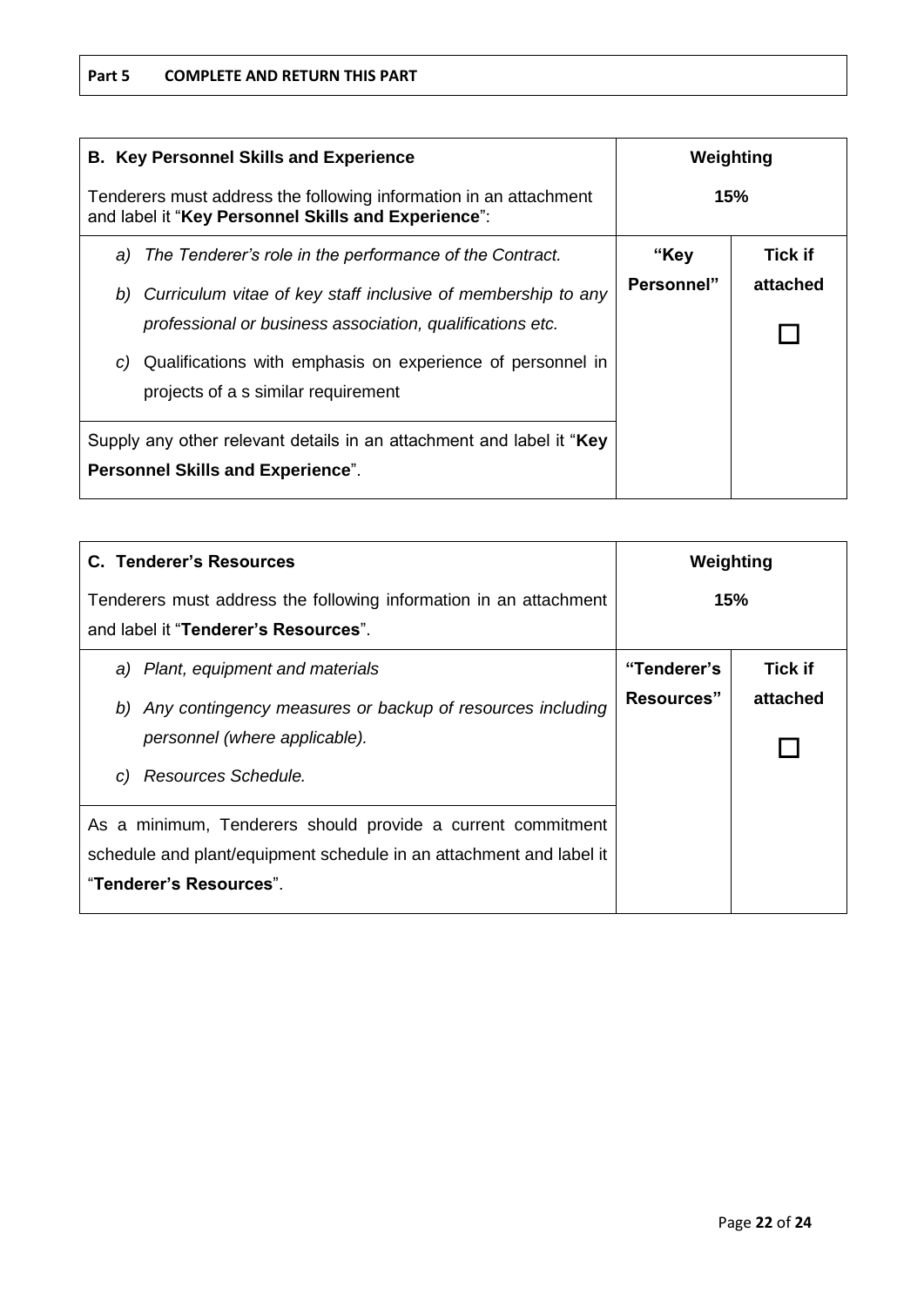**Part 5 COMPLETE AND RETURN THIS PART**

| **B. Key Personnel Skills and Experience**<br><br>Tenderers must address the following information in an attachment and label it "**Key Personnel Skills and Experience**": | **Weighting**<br><br>**15%** | |
|---|---|---|
| a) *The Tenderer's role in the performance of the Contract.*<br><br>b) *Curriculum vitae of key staff inclusive of membership to any professional or business association, qualifications etc.*<br><br>c) Qualifications with emphasis on experience of personnel in projects of a s similar requirement | **"Key Personnel"** | **Tick if attached**<br><br>☐ |
| Supply any other relevant details in an attachment and label it "**Key Personnel Skills and Experience**". | | |

| **C. Tenderer's Resources**<br><br>Tenderers must address the following information in an attachment and label it "**Tenderer's Resources**". | **Weighting**<br><br>**15%** | |
|---|---|---|
| a) *Plant, equipment and materials*<br><br>b) *Any contingency measures or backup of resources including personnel (where applicable).*<br><br>c) *Resources Schedule.* | **"Tenderer's Resources"** | **Tick if attached**<br><br>☐ |
| As a minimum, Tenderers should provide a current commitment schedule and plant/equipment schedule in an attachment and label it "**Tenderer's Resources**". | | |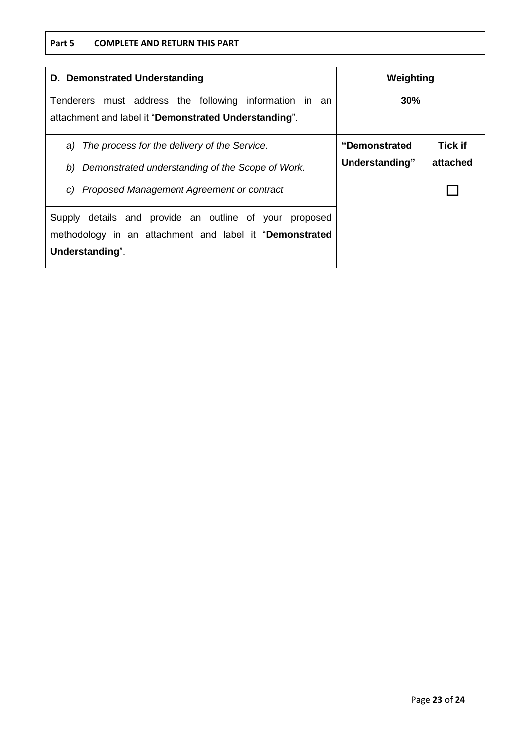**Part 5 COMPLETE AND RETURN THIS PART**

| **D. Demonstrated Understanding**<br><br>Tenderers must address the following information in an attachment and label it "**Demonstrated Understanding**". | **Weighting**<br><br>**30%** | |
|---|---|---|
| *a) The process for the delivery of the Service.*<br>*b) Demonstrated understanding of the Scope of Work.*<br>*c) Proposed Management Agreement or contract* | **"Demonstrated Understanding"** | **Tick if attached**<br><br>☐ |
| Supply details and provide an outline of your proposed methodology in an attachment and label it "**Demonstrated Understanding**". | | |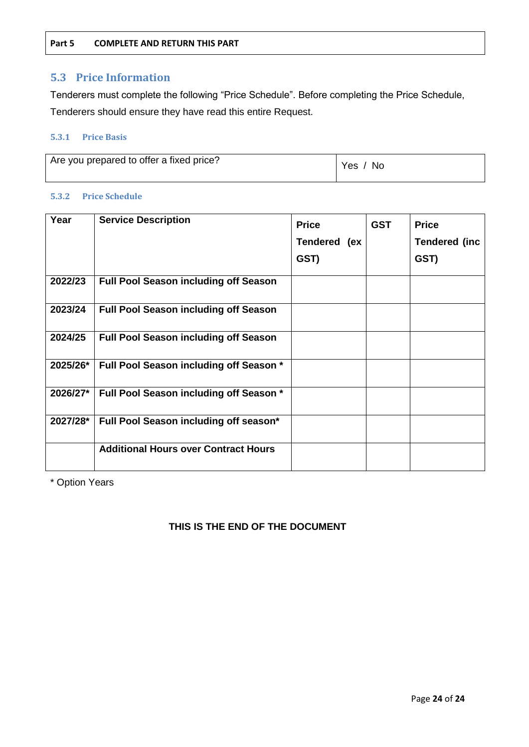**Part 5 COMPLETE AND RETURN THIS PART**

## 5.3 Price Information

Tenderers must complete the following “Price Schedule”. Before completing the Price Schedule, Tenderers should ensure they have read this entire Request.

### 5.3.1 Price Basis

| | |
|---|---|
| Are you prepared to offer a fixed price? | Yes / No |

### 5.3.2 Price Schedule

| Year | Service Description | Price Tendered (ex GST) | GST | Price Tendered (inc GST) |
|---|---|---|---|---|
| **2022/23** | **Full Pool Season including off Season** | | | |
| **2023/24** | **Full Pool Season including off Season** | | | |
| **2024/25** | **Full Pool Season including off Season** | | | |
| **2025/26*** | **Full Pool Season including off Season *** | | | |
| **2026/27*** | **Full Pool Season including off Season *** | | | |
| **2027/28*** | **Full Pool Season including off season*** | | | |
| | **Additional Hours over Contract Hours** | | | |

\* Option Years

**THIS IS THE END OF THE DOCUMENT**